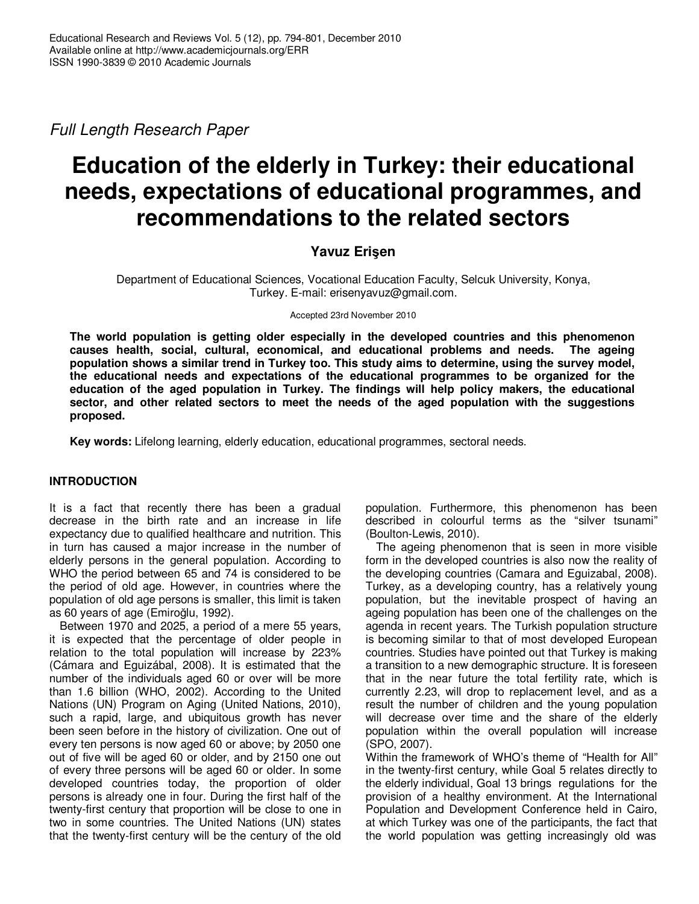Full Length Research Paper

# Education of the elderly in Turkey: their educational needs, expectations of educational programmes, and recommendations to the related sectors

**Yavuz Erişen**

Department of Educational Sciences, Vocational Education Faculty, Selcuk University, Konya, Turkey. E-mail: erisenyavuz@gmail.com.

Accepted 23rd November 2010

**The world population is getting older especially in the developed countries and this phenomenon causes health, social, cultural, economical, and educational problems and needs. The ageing population shows a similar trend in Turkey too. This study aims to determine, using the survey model, the educational needs and expectations of the educational programmes to be organized for the education of the aged population in Turkey. The findings will help policy makers, the educational sector, and other related sectors to meet the needs of the aged population with the suggestions proposed.**

**Key words:** Lifelong learning, elderly education, educational programmes, sectoral needs.

## INTRODUCTION

It is a fact that recently there has been a gradual decrease in the birth rate and an increase in life expectancy due to qualified healthcare and nutrition. This in turn has caused a major increase in the number of elderly persons in the general population. According to WHO the period between 65 and 74 is considered to be the period of old age. However, in countries where the population of old age persons is smaller, this limit is taken as 60 years of age (Emiroğlu, 1992).

Between 1970 and 2025, a period of a mere 55 years, it is expected that the percentage of older people in relation to the total population will increase by 223% (Cámara and Eguizábal, 2008). It is estimated that the number of the individuals aged 60 or over will be more than 1.6 billion (WHO, 2002). According to the United Nations (UN) Program on Aging (United Nations, 2010), such a rapid, large, and ubiquitous growth has never been seen before in the history of civilization. One out of every ten persons is now aged 60 or above; by 2050 one out of five will be aged 60 or older, and by 2150 one out of every three persons will be aged 60 or older. In some developed countries today, the proportion of older persons is already one in four. During the first half of the twenty-first century that proportion will be close to one in two in some countries. The United Nations (UN) states that the twenty-first century will be the century of the old population. Furthermore, this phenomenon has been described in colourful terms as the "silver tsunami" (Boulton-Lewis, 2010).

The ageing phenomenon that is seen in more visible form in the developed countries is also now the reality of the developing countries (Camara and Eguizabal, 2008). Turkey, as a developing country, has a relatively young population, but the inevitable prospect of having an ageing population has been one of the challenges on the agenda in recent years. The Turkish population structure is becoming similar to that of most developed European countries. Studies have pointed out that Turkey is making a transition to a new demographic structure. It is foreseen that in the near future the total fertility rate, which is currently 2.23, will drop to replacement level, and as a result the number of children and the young population will decrease over time and the share of the elderly population within the overall population will increase (SPO, 2007).

Within the framework of WHO's theme of "Health for All" in the twenty-first century, while Goal 5 relates directly to the elderly individual, Goal 13 brings regulations for the provision of a healthy environment. At the International Population and Development Conference held in Cairo, at which Turkey was one of the participants, the fact that the world population was getting increasingly old was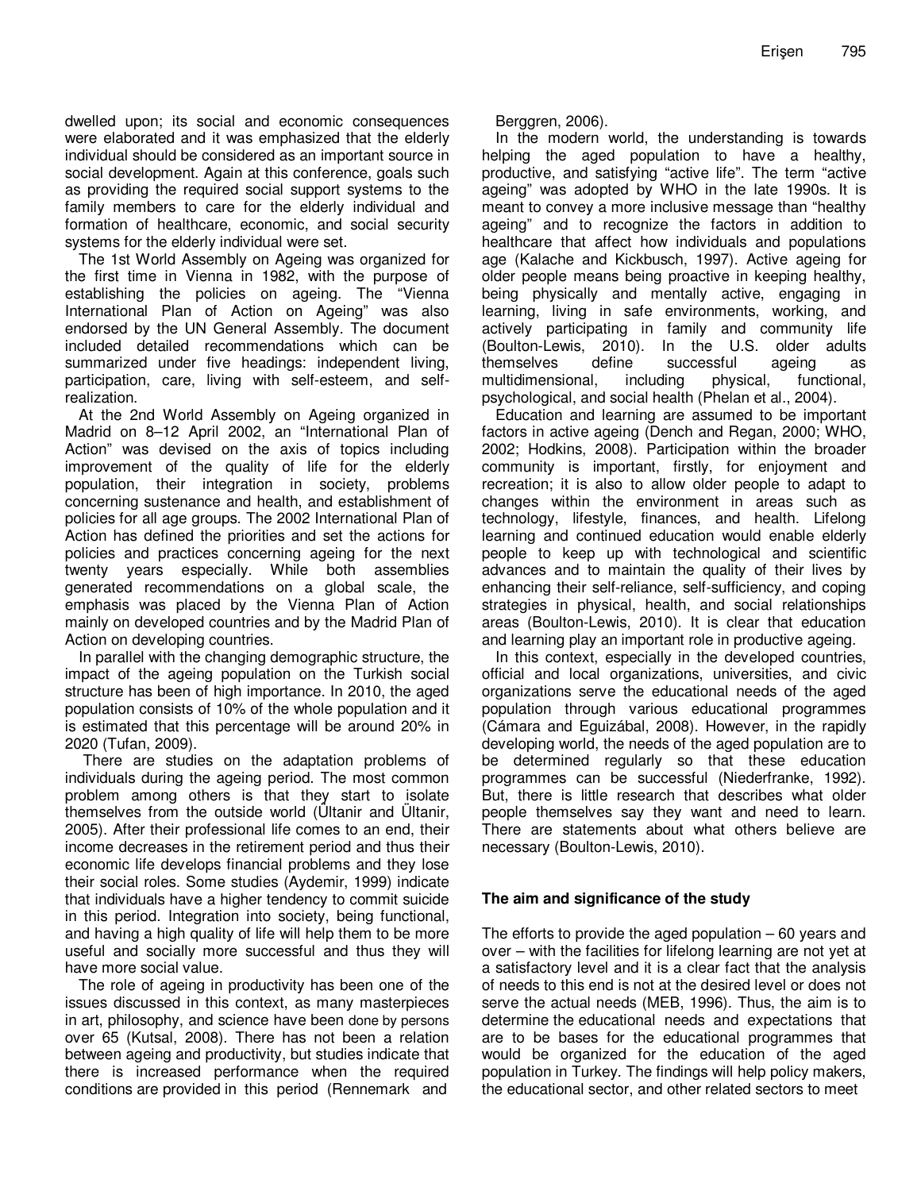dwelled upon; its social and economic consequences were elaborated and it was emphasized that the elderly individual should be considered as an important source in social development. Again at this conference, goals such as providing the required social support systems to the family members to care for the elderly individual and formation of healthcare, economic, and social security systems for the elderly individual were set.

The 1st World Assembly on Ageing was organized for the first time in Vienna in 1982, with the purpose of establishing the policies on ageing. The "Vienna International Plan of Action on Ageing" was also endorsed by the UN General Assembly. The document included detailed recommendations which can be summarized under five headings: independent living, participation, care, living with self-esteem, and self-realization.

At the 2nd World Assembly on Ageing organized in Madrid on 8–12 April 2002, an "International Plan of Action" was devised on the axis of topics including improvement of the quality of life for the elderly population, their integration in society, problems concerning sustenance and health, and establishment of policies for all age groups. The 2002 International Plan of Action has defined the priorities and set the actions for policies and practices concerning ageing for the next twenty years especially. While both assemblies generated recommendations on a global scale, the emphasis was placed by the Vienna Plan of Action mainly on developed countries and by the Madrid Plan of Action on developing countries.

In parallel with the changing demographic structure, the impact of the ageing population on the Turkish social structure has been of high importance. In 2010, the aged population consists of 10% of the whole population and it is estimated that this percentage will be around 20% in 2020 (Tufan, 2009).

There are studies on the adaptation problems of individuals during the ageing period. The most common problem among others is that they start to isolate themselves from the outside world (Ültanir and Ültanir, 2005). After their professional life comes to an end, their income decreases in the retirement period and thus their economic life develops financial problems and they lose their social roles. Some studies (Aydemir, 1999) indicate that individuals have a higher tendency to commit suicide in this period. Integration into society, being functional, and having a high quality of life will help them to be more useful and socially more successful and thus they will have more social value.

The role of ageing in productivity has been one of the issues discussed in this context, as many masterpieces in art, philosophy, and science have been done by persons over 65 (Kutsal, 2008). There has not been a relation between ageing and productivity, but studies indicate that there is increased performance when the required conditions are provided in this period (Rennemark and Berggren, 2006).

In the modern world, the understanding is towards helping the aged population to have a healthy, productive, and satisfying "active life". The term "active ageing" was adopted by WHO in the late 1990s. It is meant to convey a more inclusive message than "healthy ageing" and to recognize the factors in addition to healthcare that affect how individuals and populations age (Kalache and Kickbusch, 1997). Active ageing for older people means being proactive in keeping healthy, being physically and mentally active, engaging in learning, living in safe environments, working, and actively participating in family and community life (Boulton-Lewis, 2010). In the U.S. older adults themselves define successful ageing as multidimensional, including physical, functional, psychological, and social health (Phelan et al., 2004).

Education and learning are assumed to be important factors in active ageing (Dench and Regan, 2000; WHO, 2002; Hodkins, 2008). Participation within the broader community is important, firstly, for enjoyment and recreation; it is also to allow older people to adapt to changes within the environment in areas such as technology, lifestyle, finances, and health. Lifelong learning and continued education would enable elderly people to keep up with technological and scientific advances and to maintain the quality of their lives by enhancing their self-reliance, self-sufficiency, and coping strategies in physical, health, and social relationships areas (Boulton-Lewis, 2010). It is clear that education and learning play an important role in productive ageing.

In this context, especially in the developed countries, official and local organizations, universities, and civic organizations serve the educational needs of the aged population through various educational programmes (Cámara and Eguizábal, 2008). However, in the rapidly developing world, the needs of the aged population are to be determined regularly so that these education programmes can be successful (Niederfranke, 1992). But, there is little research that describes what older people themselves say they want and need to learn. There are statements about what others believe are necessary (Boulton-Lewis, 2010).

## The aim and significance of the study

The efforts to provide the aged population – 60 years and over – with the facilities for lifelong learning are not yet at a satisfactory level and it is a clear fact that the analysis of needs to this end is not at the desired level or does not serve the actual needs (MEB, 1996). Thus, the aim is to determine the educational needs and expectations that are to be bases for the educational programmes that would be organized for the education of the aged population in Turkey. The findings will help policy makers, the educational sector, and other related sectors to meet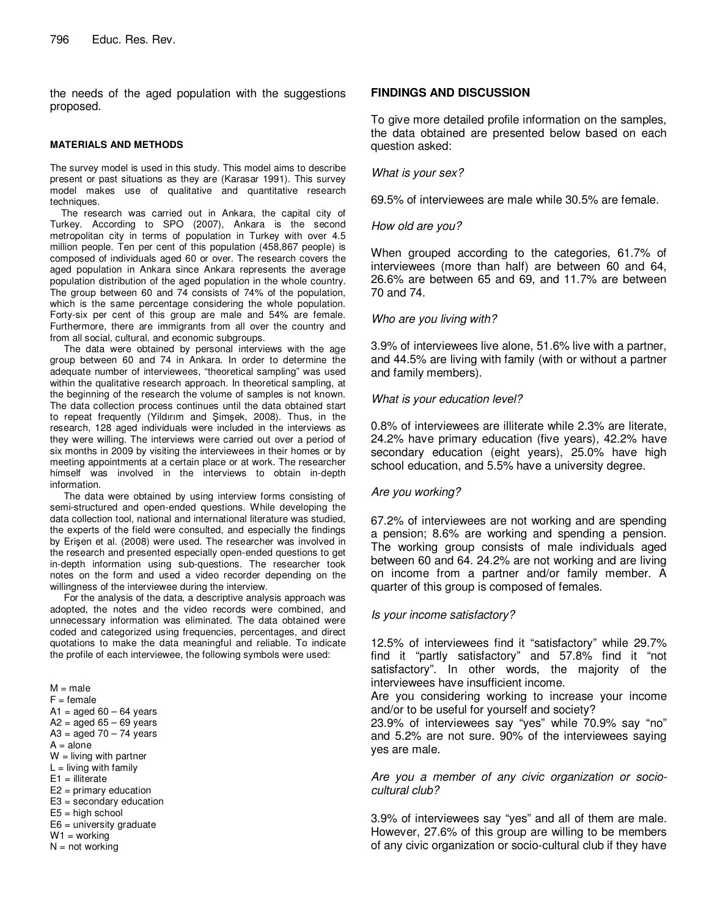the needs of the aged population with the suggestions proposed.

## MATERIALS AND METHODS

The survey model is used in this study. This model aims to describe present or past situations as they are (Karasar 1991). This survey model makes use of qualitative and quantitative research techniques.

The research was carried out in Ankara, the capital city of Turkey. According to SPO (2007), Ankara is the second metropolitan city in terms of population in Turkey with over 4.5 million people. Ten per cent of this population (458,867 people) is composed of individuals aged 60 or over. The research covers the aged population in Ankara since Ankara represents the average population distribution of the aged population in the whole country. The group between 60 and 74 consists of 74% of the population, which is the same percentage considering the whole population. Forty-six per cent of this group are male and 54% are female. Furthermore, there are immigrants from all over the country and from all social, cultural, and economic subgroups.

The data were obtained by personal interviews with the age group between 60 and 74 in Ankara. In order to determine the adequate number of interviewees, "theoretical sampling" was used within the qualitative research approach. In theoretical sampling, at the beginning of the research the volume of samples is not known. The data collection process continues until the data obtained start to repeat frequently (Yildırım and Şimşek, 2008). Thus, in the research, 128 aged individuals were included in the interviews as they were willing. The interviews were carried out over a period of six months in 2009 by visiting the interviewees in their homes or by meeting appointments at a certain place or at work. The researcher himself was involved in the interviews to obtain in-depth information.

The data were obtained by using interview forms consisting of semi-structured and open-ended questions. While developing the data collection tool, national and international literature was studied, the experts of the field were consulted, and especially the findings by Erişen et al. (2008) were used. The researcher was involved in the research and presented especially open-ended questions to get in-depth information using sub-questions. The researcher took notes on the form and used a video recorder depending on the willingness of the interviewee during the interview.

For the analysis of the data, a descriptive analysis approach was adopted, the notes and the video records were combined, and unnecessary information was eliminated. The data obtained were coded and categorized using frequencies, percentages, and direct quotations to make the data meaningful and reliable. To indicate the profile of each interviewee, the following symbols were used:

M = male
F = female
A1 = aged 60 – 64 years
A2 = aged 65 – 69 years
A3 = aged 70 – 74 years
A = alone
W = living with partner
L = living with family
E1 = illiterate
E2 = primary education
E3 = secondary education
E5 = high school
E6 = university graduate
W1 = working
N = not working

## FINDINGS AND DISCUSSION

To give more detailed profile information on the samples, the data obtained are presented below based on each question asked:

*What is your sex?*

69.5% of interviewees are male while 30.5% are female.

*How old are you?*

When grouped according to the categories, 61.7% of interviewees (more than half) are between 60 and 64, 26.6% are between 65 and 69, and 11.7% are between 70 and 74.

*Who are you living with?*

3.9% of interviewees live alone, 51.6% live with a partner, and 44.5% are living with family (with or without a partner and family members).

*What is your education level?*

0.8% of interviewees are illiterate while 2.3% are literate, 24.2% have primary education (five years), 42.2% have secondary education (eight years), 25.0% have high school education, and 5.5% have a university degree.

*Are you working?*

67.2% of interviewees are not working and are spending a pension; 8.6% are working and spending a pension. The working group consists of male individuals aged between 60 and 64. 24.2% are not working and are living on income from a partner and/or family member. A quarter of this group is composed of females.

*Is your income satisfactory?*

12.5% of interviewees find it "satisfactory" while 29.7% find it "partly satisfactory" and 57.8% find it "not satisfactory". In other words, the majority of the interviewees have insufficient income.

Are you considering working to increase your income and/or to be useful for yourself and society?

23.9% of interviewees say "yes" while 70.9% say "no" and 5.2% are not sure. 90% of the interviewees saying yes are male.

*Are you a member of any civic organization or socio-cultural club?*

3.9% of interviewees say "yes" and all of them are male. However, 27.6% of this group are willing to be members of any civic organization or socio-cultural club if they have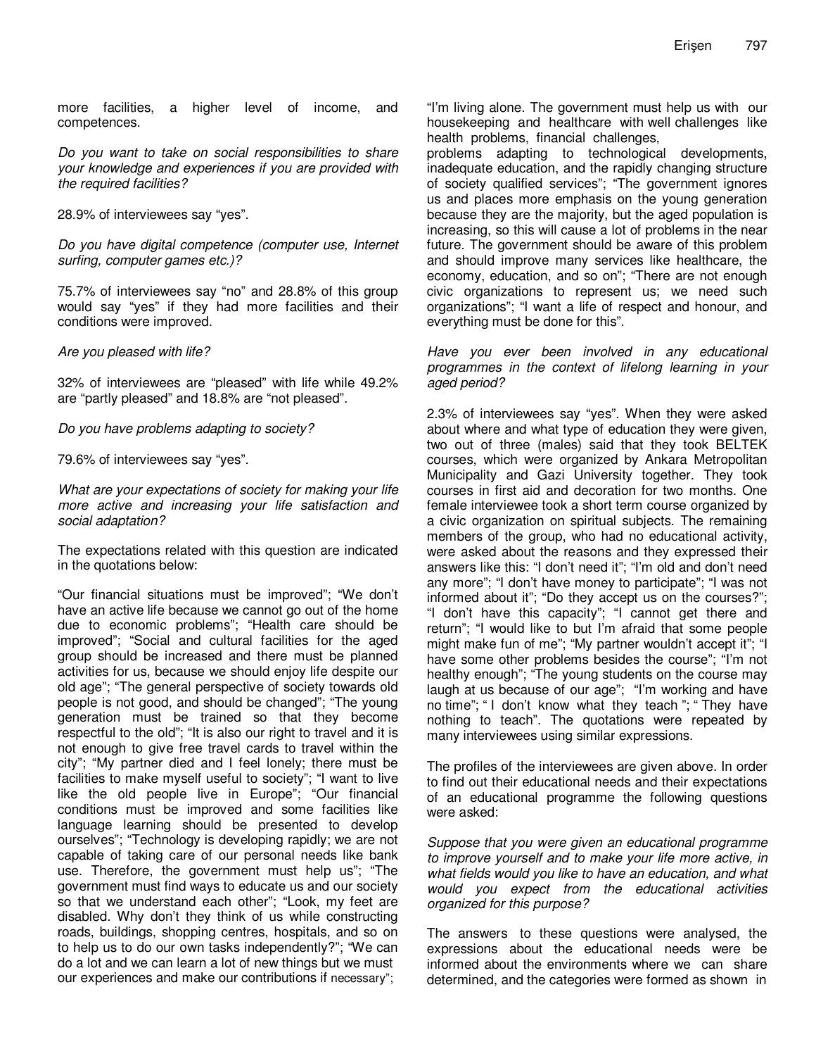more facilities, a higher level of income, and competences.

*Do you want to take on social responsibilities to share your knowledge and experiences if you are provided with the required facilities?*

28.9% of interviewees say "yes".

*Do you have digital competence (computer use, Internet surfing, computer games etc.)?*

75.7% of interviewees say "no" and 28.8% of this group would say "yes" if they had more facilities and their conditions were improved.

*Are you pleased with life?*

32% of interviewees are "pleased" with life while 49.2% are "partly pleased" and 18.8% are "not pleased".

*Do you have problems adapting to society?*

79.6% of interviewees say "yes".

*What are your expectations of society for making your life more active and increasing your life satisfaction and social adaptation?*

The expectations related with this question are indicated in the quotations below:

"Our financial situations must be improved"; "We don't have an active life because we cannot go out of the home due to economic problems"; "Health care should be improved"; "Social and cultural facilities for the aged group should be increased and there must be planned activities for us, because we should enjoy life despite our old age"; "The general perspective of society towards old people is not good, and should be changed"; "The young generation must be trained so that they become respectful to the old"; "It is also our right to travel and it is not enough to give free travel cards to travel within the city"; "My partner died and I feel lonely; there must be facilities to make myself useful to society"; "I want to live like the old people live in Europe"; "Our financial conditions must be improved and some facilities like language learning should be presented to develop ourselves"; "Technology is developing rapidly; we are not capable of taking care of our personal needs like bank use. Therefore, the government must help us"; "The government must find ways to educate us and our society so that we understand each other"; "Look, my feet are disabled. Why don't they think of us while constructing roads, buildings, shopping centres, hospitals, and so on to help us to do our own tasks independently?"; "We can do a lot and we can learn a lot of new things but we must our experiences and make our contributions if necessary"; "I'm living alone. The government must help us with our housekeeping and healthcare with well challenges like health problems, financial challenges, problems adapting to technological developments, inadequate education, and the rapidly changing structure of society qualified services"; "The government ignores us and places more emphasis on the young generation because they are the majority, but the aged population is increasing, so this will cause a lot of problems in the near future. The government should be aware of this problem and should improve many services like healthcare, the economy, education, and so on"; "There are not enough civic organizations to represent us; we need such organizations"; "I want a life of respect and honour, and everything must be done for this".

*Have you ever been involved in any educational programmes in the context of lifelong learning in your aged period?*

2.3% of interviewees say "yes". When they were asked about where and what type of education they were given, two out of three (males) said that they took BELTEK courses, which were organized by Ankara Metropolitan Municipality and Gazi University together. They took courses in first aid and decoration for two months. One female interviewee took a short term course organized by a civic organization on spiritual subjects. The remaining members of the group, who had no educational activity, were asked about the reasons and they expressed their answers like this: "I don't need it"; "I'm old and don't need any more"; "I don't have money to participate"; "I was not informed about it"; "Do they accept us on the courses?"; "I don't have this capacity"; "I cannot get there and return"; "I would like to but I'm afraid that some people might make fun of me"; "My partner wouldn't accept it"; "I have some other problems besides the course"; "I'm not healthy enough"; "The young students on the course may laugh at us because of our age"; "I'm working and have no time"; " I don't know what they teach "; " They have nothing to teach". The quotations were repeated by many interviewees using similar expressions.

The profiles of the interviewees are given above. In order to find out their educational needs and their expectations of an educational programme the following questions were asked:

*Suppose that you were given an educational programme to improve yourself and to make your life more active, in what fields would you like to have an education, and what would you expect from the educational activities organized for this purpose?*

The answers to these questions were analysed, the expressions about the educational needs were be informed about the environments where we can share determined, and the categories were formed as shown in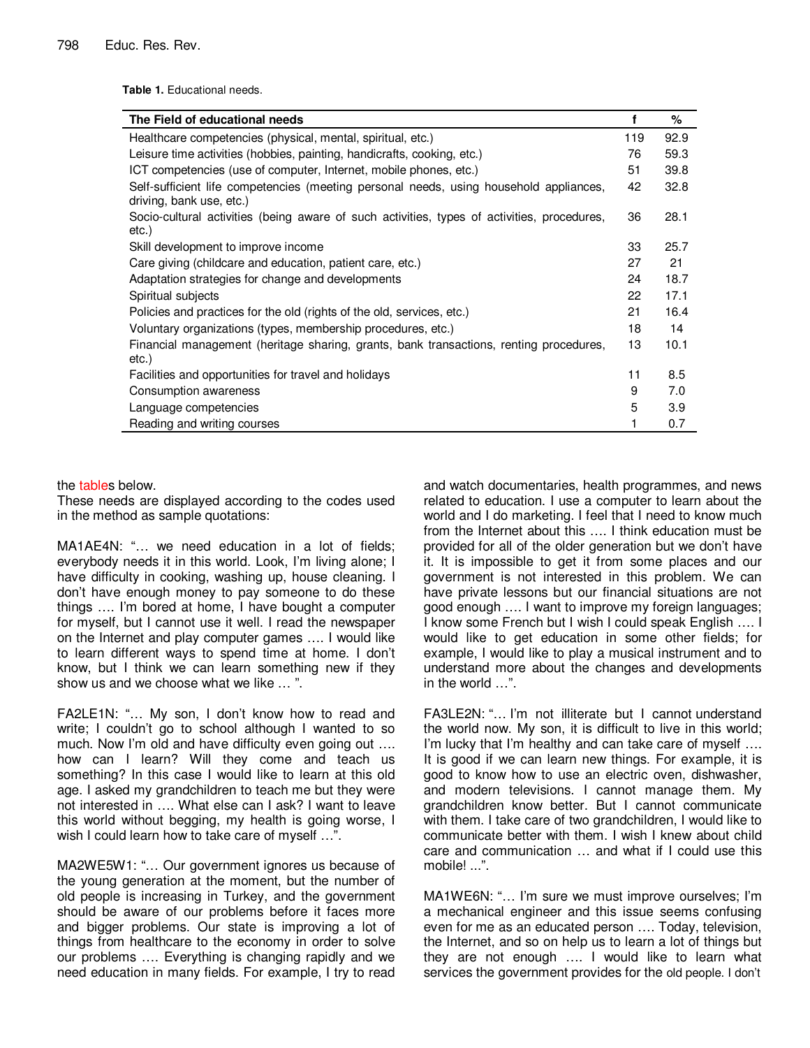**Table 1.** Educational needs.

| The Field of educational needs | f | % |
|---|---|---|
| Healthcare competencies (physical, mental, spiritual, etc.) | 119 | 92.9 |
| Leisure time activities (hobbies, painting, handicrafts, cooking, etc.) | 76 | 59.3 |
| ICT competencies (use of computer, Internet, mobile phones, etc.) | 51 | 39.8 |
| Self-sufficient life competencies (meeting personal needs, using household appliances, driving, bank use, etc.) | 42 | 32.8 |
| Socio-cultural activities (being aware of such activities, types of activities, procedures, etc.) | 36 | 28.1 |
| Skill development to improve income | 33 | 25.7 |
| Care giving (childcare and education, patient care, etc.) | 27 | 21 |
| Adaptation strategies for change and developments | 24 | 18.7 |
| Spiritual subjects | 22 | 17.1 |
| Policies and practices for the old (rights of the old, services, etc.) | 21 | 16.4 |
| Voluntary organizations (types, membership procedures, etc.) | 18 | 14 |
| Financial management (heritage sharing, grants, bank transactions, renting procedures, etc.) | 13 | 10.1 |
| Facilities and opportunities for travel and holidays | 11 | 8.5 |
| Consumption awareness | 9 | 7.0 |
| Language competencies | 5 | 3.9 |
| Reading and writing courses | 1 | 0.7 |

the tables below.

These needs are displayed according to the codes used in the method as sample quotations:

MA1AE4N: "… we need education in a lot of fields; everybody needs it in this world. Look, I'm living alone; I have difficulty in cooking, washing up, house cleaning. I don't have enough money to pay someone to do these things …. I'm bored at home, I have bought a computer for myself, but I cannot use it well. I read the newspaper on the Internet and play computer games …. I would like to learn different ways to spend time at home. I don't know, but I think we can learn something new if they show us and we choose what we like … ".

FA2LE1N: "… My son, I don't know how to read and write; I couldn't go to school although I wanted to so much. Now I'm old and have difficulty even going out …. how can I learn? Will they come and teach us something? In this case I would like to learn at this old age. I asked my grandchildren to teach me but they were not interested in …. What else can I ask? I want to leave this world without begging, my health is going worse, I wish I could learn how to take care of myself …".

MA2WE5W1: "… Our government ignores us because of the young generation at the moment, but the number of old people is increasing in Turkey, and the government should be aware of our problems before it faces more and bigger problems. Our state is improving a lot of things from healthcare to the economy in order to solve our problems …. Everything is changing rapidly and we need education in many fields. For example, I try to read and watch documentaries, health programmes, and news related to education. I use a computer to learn about the world and I do marketing. I feel that I need to know much from the Internet about this …. I think education must be provided for all of the older generation but we don't have it. It is impossible to get it from some places and our government is not interested in this problem. We can have private lessons but our financial situations are not good enough …. I want to improve my foreign languages; I know some French but I wish I could speak English …. I would like to get education in some other fields; for example, I would like to play a musical instrument and to understand more about the changes and developments in the world …".

FA3LE2N: "… I'm not illiterate but I cannot understand the world now. My son, it is difficult to live in this world; I'm lucky that I'm healthy and can take care of myself …. It is good if we can learn new things. For example, it is good to know how to use an electric oven, dishwasher, and modern televisions. I cannot manage them. My grandchildren know better. But I cannot communicate with them. I take care of two grandchildren, I would like to communicate better with them. I wish I knew about child care and communication … and what if I could use this mobile! ...".

MA1WE6N: "… I'm sure we must improve ourselves; I'm a mechanical engineer and this issue seems confusing even for me as an educated person …. Today, television, the Internet, and so on help us to learn a lot of things but they are not enough …. I would like to learn what services the government provides for the old people. I don't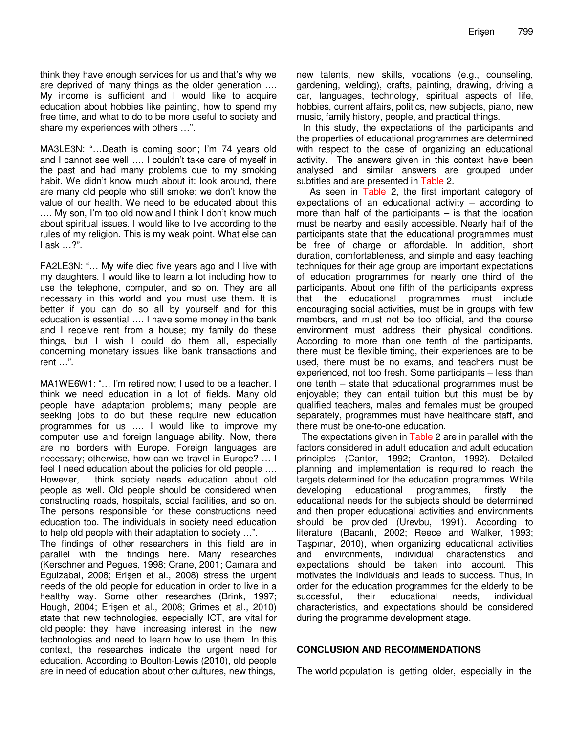think they have enough services for us and that's why we are deprived of many things as the older generation …. My income is sufficient and I would like to acquire education about hobbies like painting, how to spend my free time, and what to do to be more useful to society and share my experiences with others …".

MA3LE3N: "…Death is coming soon; I'm 74 years old and I cannot see well …. I couldn't take care of myself in the past and had many problems due to my smoking habit. We didn't know much about it: look around, there are many old people who still smoke; we don't know the value of our health. We need to be educated about this …. My son, I'm too old now and I think I don't know much about spiritual issues. I would like to live according to the rules of my religion. This is my weak point. What else can I ask …?".

FA2LE3N: "… My wife died five years ago and I live with my daughters. I would like to learn a lot including how to use the telephone, computer, and so on. They are all necessary in this world and you must use them. It is better if you can do so all by yourself and for this education is essential …. I have some money in the bank and I receive rent from a house; my family do these things, but I wish I could do them all, especially concerning monetary issues like bank transactions and rent …".

MA1WE6W1: "… I'm retired now; I used to be a teacher. I think we need education in a lot of fields. Many old people have adaptation problems; many people are seeking jobs to do but these require new education programmes for us …. I would like to improve my computer use and foreign language ability. Now, there are no borders with Europe. Foreign languages are necessary; otherwise, how can we travel in Europe? … I feel I need education about the policies for old people …. However, I think society needs education about old people as well. Old people should be considered when constructing roads, hospitals, social facilities, and so on. The persons responsible for these constructions need education too. The individuals in society need education to help old people with their adaptation to society …".

The findings of other researchers in this field are in parallel with the findings here. Many researches (Kerschner and Pegues, 1998; Crane, 2001; Camara and Eguizabal, 2008; Erişen et al., 2008) stress the urgent needs of the old people for education in order to live in a healthy way. Some other researches (Brink, 1997; Hough, 2004; Erişen et al., 2008; Grimes et al., 2010) state that new technologies, especially ICT, are vital for old people: they have increasing interest in the new technologies and need to learn how to use them. In this context, the researches indicate the urgent need for education. According to Boulton-Lewis (2010), old people are in need of education about other cultures, new things, new talents, new skills, vocations (e.g., counseling, gardening, welding), crafts, painting, drawing, driving a car, languages, technology, spiritual aspects of life, hobbies, current affairs, politics, new subjects, piano, new music, family history, people, and practical things.

In this study, the expectations of the participants and the properties of educational programmes are determined with respect to the case of organizing an educational activity. The answers given in this context have been analysed and similar answers are grouped under subtitles and are presented in Table 2.

As seen in Table 2, the first important category of expectations of an educational activity – according to more than half of the participants – is that the location must be nearby and easily accessible. Nearly half of the participants state that the educational programmes must be free of charge or affordable. In addition, short duration, comfortableness, and simple and easy teaching techniques for their age group are important expectations of education programmes for nearly one third of the participants. About one fifth of the participants express that the educational programmes must include encouraging social activities, must be in groups with few members, and must not be too official, and the course environment must address their physical conditions. According to more than one tenth of the participants, there must be flexible timing, their experiences are to be used, there must be no exams, and teachers must be experienced, not too fresh. Some participants – less than one tenth – state that educational programmes must be enjoyable; they can entail tuition but this must be by qualified teachers, males and females must be grouped separately, programmes must have healthcare staff, and there must be one-to-one education.

The expectations given in Table 2 are in parallel with the factors considered in adult education and adult education principles (Cantor, 1992; Cranton, 1992). Detailed planning and implementation is required to reach the targets determined for the education programmes. While developing educational programmes, firstly the educational needs for the subjects should be determined and then proper educational activities and environments should be provided (Urevbu, 1991). According to literature (Bacanlı, 2002; Reece and Walker, 1993; Taşpınar, 2010), when organizing educational activities and environments, individual characteristics and expectations should be taken into account. This motivates the individuals and leads to success. Thus, in order for the education programmes for the elderly to be successful, their educational needs, individual characteristics, and expectations should be considered during the programme development stage.

## CONCLUSION AND RECOMMENDATIONS

The world population is getting older, especially in the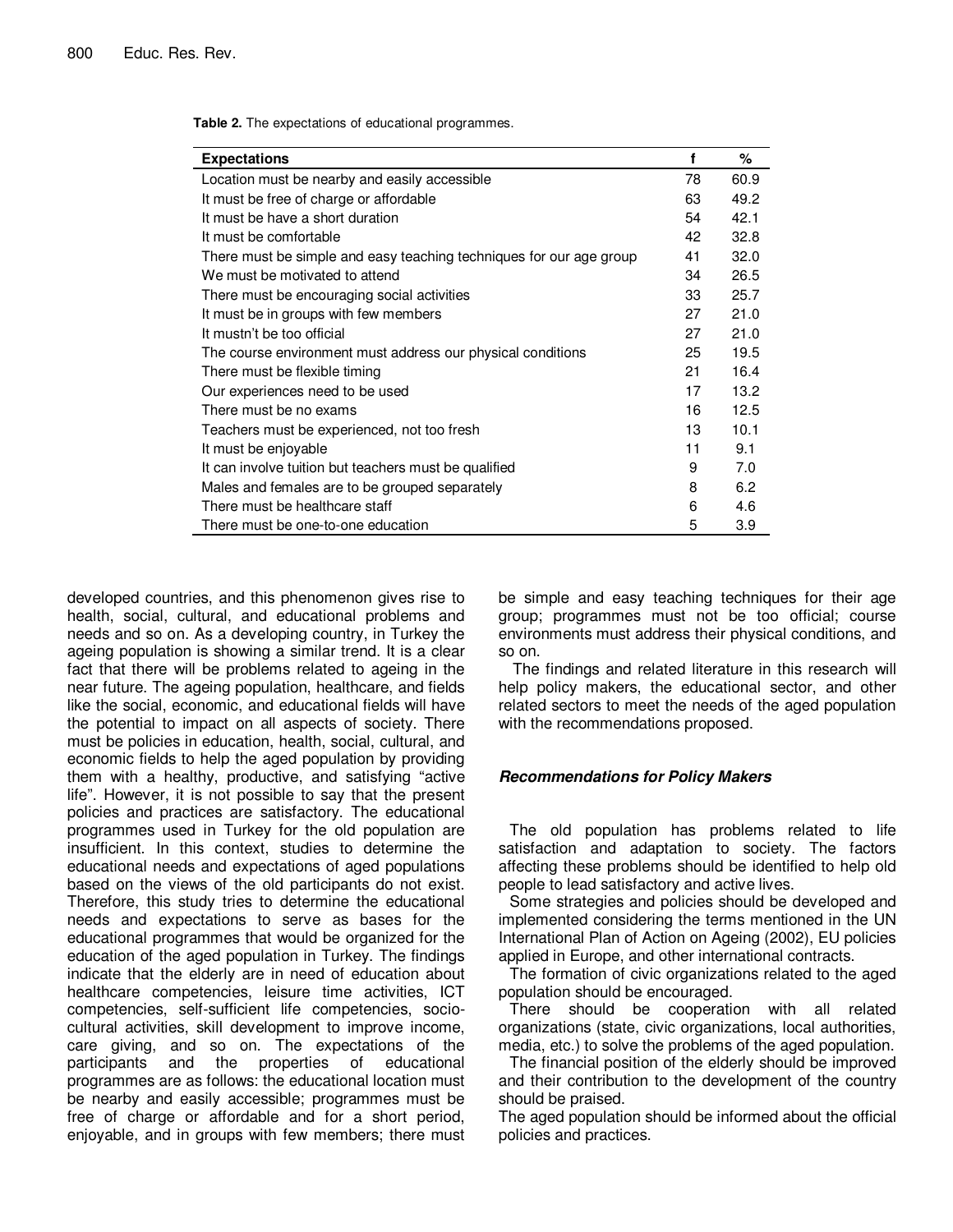**Table 2.** The expectations of educational programmes.

| Expectations | f | % |
|---|---|---|
| Location must be nearby and easily accessible | 78 | 60.9 |
| It must be free of charge or affordable | 63 | 49.2 |
| It must be have a short duration | 54 | 42.1 |
| It must be comfortable | 42 | 32.8 |
| There must be simple and easy teaching techniques for our age group | 41 | 32.0 |
| We must be motivated to attend | 34 | 26.5 |
| There must be encouraging social activities | 33 | 25.7 |
| It must be in groups with few members | 27 | 21.0 |
| It mustn't be too official | 27 | 21.0 |
| The course environment must address our physical conditions | 25 | 19.5 |
| There must be flexible timing | 21 | 16.4 |
| Our experiences need to be used | 17 | 13.2 |
| There must be no exams | 16 | 12.5 |
| Teachers must be experienced, not too fresh | 13 | 10.1 |
| It must be enjoyable | 11 | 9.1 |
| It can involve tuition but teachers must be qualified | 9 | 7.0 |
| Males and females are to be grouped separately | 8 | 6.2 |
| There must be healthcare staff | 6 | 4.6 |
| There must be one-to-one education | 5 | 3.9 |

developed countries, and this phenomenon gives rise to health, social, cultural, and educational problems and needs and so on. As a developing country, in Turkey the ageing population is showing a similar trend. It is a clear fact that there will be problems related to ageing in the near future. The ageing population, healthcare, and fields like the social, economic, and educational fields will have the potential to impact on all aspects of society. There must be policies in education, health, social, cultural, and economic fields to help the aged population by providing them with a healthy, productive, and satisfying "active life". However, it is not possible to say that the present policies and practices are satisfactory. The educational programmes used in Turkey for the old population are insufficient. In this context, studies to determine the educational needs and expectations of aged populations based on the views of the old participants do not exist. Therefore, this study tries to determine the educational needs and expectations to serve as bases for the educational programmes that would be organized for the education of the aged population in Turkey. The findings indicate that the elderly are in need of education about healthcare competencies, leisure time activities, ICT competencies, self-sufficient life competencies, socio-cultural activities, skill development to improve income, care giving, and so on. The expectations of the participants and the properties of educational programmes are as follows: the educational location must be nearby and easily accessible; programmes must be free of charge or affordable and for a short period, enjoyable, and in groups with few members; there must be simple and easy teaching techniques for their age group; programmes must not be too official; course environments must address their physical conditions, and so on.

The findings and related literature in this research will help policy makers, the educational sector, and other related sectors to meet the needs of the aged population with the recommendations proposed.

## *Recommendations for Policy Makers*

The old population has problems related to life satisfaction and adaptation to society. The factors affecting these problems should be identified to help old people to lead satisfactory and active lives.

Some strategies and policies should be developed and implemented considering the terms mentioned in the UN International Plan of Action on Ageing (2002), EU policies applied in Europe, and other international contracts.

The formation of civic organizations related to the aged population should be encouraged.

There should be cooperation with all related organizations (state, civic organizations, local authorities, media, etc.) to solve the problems of the aged population.

The financial position of the elderly should be improved and their contribution to the development of the country should be praised.

The aged population should be informed about the official policies and practices.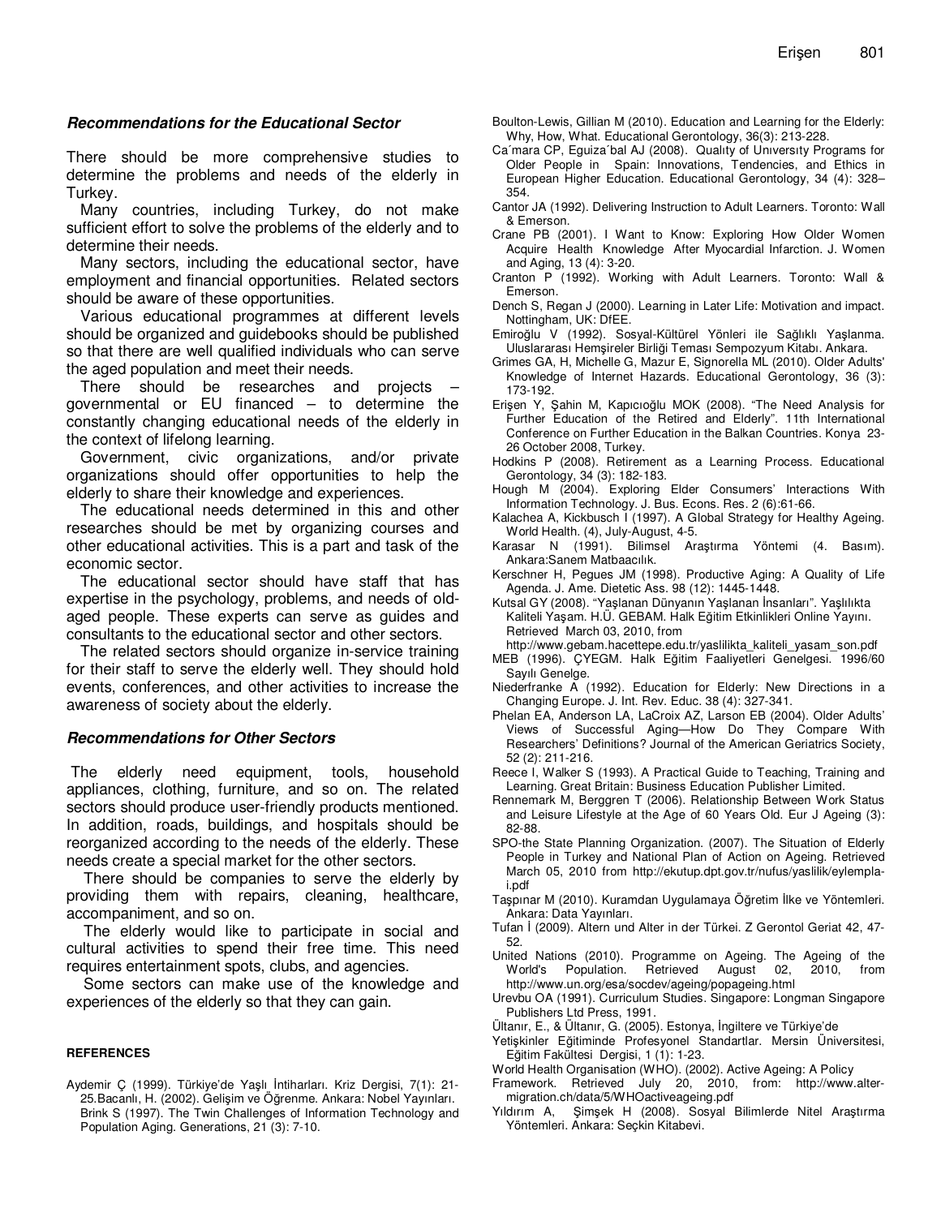### *Recommendations for the Educational Sector*

There should be more comprehensive studies to determine the problems and needs of the elderly in Turkey.

Many countries, including Turkey, do not make sufficient effort to solve the problems of the elderly and to determine their needs.

Many sectors, including the educational sector, have employment and financial opportunities. Related sectors should be aware of these opportunities.

Various educational programmes at different levels should be organized and guidebooks should be published so that there are well qualified individuals who can serve the aged population and meet their needs.

There should be researches and projects – governmental or EU financed – to determine the constantly changing educational needs of the elderly in the context of lifelong learning.

Government, civic organizations, and/or private organizations should offer opportunities to help the elderly to share their knowledge and experiences.

The educational needs determined in this and other researches should be met by organizing courses and other educational activities. This is a part and task of the economic sector.

The educational sector should have staff that has expertise in the psychology, problems, and needs of old-aged people. These experts can serve as guides and consultants to the educational sector and other sectors.

The related sectors should organize in-service training for their staff to serve the elderly well. They should hold events, conferences, and other activities to increase the awareness of society about the elderly.

### *Recommendations for Other Sectors*

The elderly need equipment, tools, household appliances, clothing, furniture, and so on. The related sectors should produce user-friendly products mentioned. In addition, roads, buildings, and hospitals should be reorganized according to the needs of the elderly. These needs create a special market for the other sectors.

There should be companies to serve the elderly by providing them with repairs, cleaning, healthcare, accompaniment, and so on.

The elderly would like to participate in social and cultural activities to spend their free time. This need requires entertainment spots, clubs, and agencies.

Some sectors can make use of the knowledge and experiences of the elderly so that they can gain.

#### REFERENCES

Aydemir Ç (1999). Türkiye'de Yaşlı İntiharları. Kriz Dergisi, 7(1): 21-25.Bacanlı, H. (2002). Gelişim ve Öğrenme. Ankara: Nobel Yayınları.

Brink S (1997). The Twin Challenges of Information Technology and Population Aging. Generations, 21 (3): 7-10.

Boulton-Lewis, Gillian M (2010). Education and Learning for the Elderly: Why, How, What. Educational Gerontology, 36(3): 213-228.

Ca´mara CP, Eguiza´bal AJ (2008). Qualıty of Unıversıty Programs for Older People in Spain: Innovations, Tendencies, and Ethics in European Higher Education. Educational Gerontology, 34 (4): 328–354.

Cantor JA (1992). Delivering Instruction to Adult Learners. Toronto: Wall & Emerson.

Crane PB (2001). I Want to Know: Exploring How Older Women Acquire Health Knowledge After Myocardial Infarction. J. Women and Aging, 13 (4): 3-20.

Cranton P (1992). Working with Adult Learners. Toronto: Wall & Emerson.

Dench S, Regan J (2000). Learning in Later Life: Motivation and impact. Nottingham, UK: DfEE.

Emiroğlu V (1992). Sosyal-Kültürel Yönleri ile Sağlıklı Yaşlanma. Uluslararası Hemşireler Birliği Teması Sempozyum Kitabı. Ankara.

Grimes GA, H, Michelle G, Mazur E, Signorella ML (2010). Older Adults' Knowledge of Internet Hazards. Educational Gerontology, 36 (3): 173-192.

Erişen Y, Şahin M, Kapıcıoğlu MOK (2008). "The Need Analysis for Further Education of the Retired and Elderly". 11th International Conference on Further Education in the Balkan Countries. Konya 23-26 October 2008, Turkey.

Hodkins P (2008). Retirement as a Learning Process. Educational Gerontology, 34 (3): 182-183.

Hough M (2004). Exploring Elder Consumers' Interactions With Information Technology. J. Bus. Econs. Res. 2 (6):61-66.

Kalachea A, Kickbusch I (1997). A Global Strategy for Healthy Ageing. World Health. (4), July-August, 4-5.

Karasar N (1991). Bilimsel Araştırma Yöntemi (4. Basım). Ankara:Sanem Matbaacılık.

Kerschner H, Pegues JM (1998). Productive Aging: A Quality of Life Agenda. J. Ame. Dietetic Ass. 98 (12): 1445-1448.

Kutsal GY (2008). "Yaşlanan Dünyanın Yaşlanan İnsanları". Yaşlılıkta Kaliteli Yaşam. H.Ü. GEBAM. Halk Eğitim Etkinlikleri Online Yayını. Retrieved March 03, 2010, from http://www.gebam.hacettepe.edu.tr/yaslilikta_kaliteli_yasam_son.pdf

MEB (1996). ÇYEGM. Halk Eğitim Faaliyetleri Genelgesi. 1996/60 Sayılı Genelge.

Niederfranke A (1992). Education for Elderly: New Directions in a Changing Europe. J. Int. Rev. Educ. 38 (4): 327-341.

Phelan EA, Anderson LA, LaCroix AZ, Larson EB (2004). Older Adults' Views of Successful Aging—How Do They Compare With Researchers' Definitions? Journal of the American Geriatrics Society, 52 (2): 211-216.

Reece I, Walker S (1993). A Practical Guide to Teaching, Training and Learning. Great Britain: Business Education Publisher Limited.

Rennemark M, Berggren T (2006). Relationship Between Work Status and Leisure Lifestyle at the Age of 60 Years Old. Eur J Ageing (3): 82-88.

SPO-the State Planning Organization. (2007). The Situation of Elderly People in Turkey and National Plan of Action on Ageing. Retrieved March 05, 2010 from http://ekutup.dpt.gov.tr/nufus/yaslilik/eylempla-i.pdf

Taşpınar M (2010). Kuramdan Uygulamaya Öğretim İlke ve Yöntemleri. Ankara: Data Yayınları.

Tufan İ (2009). Altern und Alter in der Türkei. Z Gerontol Geriat 42, 47-52.

United Nations (2010). Programme on Ageing. The Ageing of the World's Population. Retrieved August 02, 2010, from http://www.un.org/esa/socdev/ageing/popageing.html

Urevbu OA (1991). Curriculum Studies. Singapore: Longman Singapore Publishers Ltd Press, 1991.

Ültanır, E., & Ültanır, G. (2005). Estonya, İngiltere ve Türkiye'de Yetişkinler Eğitiminde Profesyonel Standartlar. Mersin Üniversitesi, Eğitim Fakültesi Dergisi, 1 (1): 1-23.

World Health Organisation (WHO). (2002). Active Ageing: A Policy Framework. Retrieved July 20, 2010, from: http://www.alter-migration.ch/data/5/WHOactiveageing.pdf

Yıldırım A, Şimşek H (2008). Sosyal Bilimlerde Nitel Araştırma Yöntemleri. Ankara: Seçkin Kitabevi.